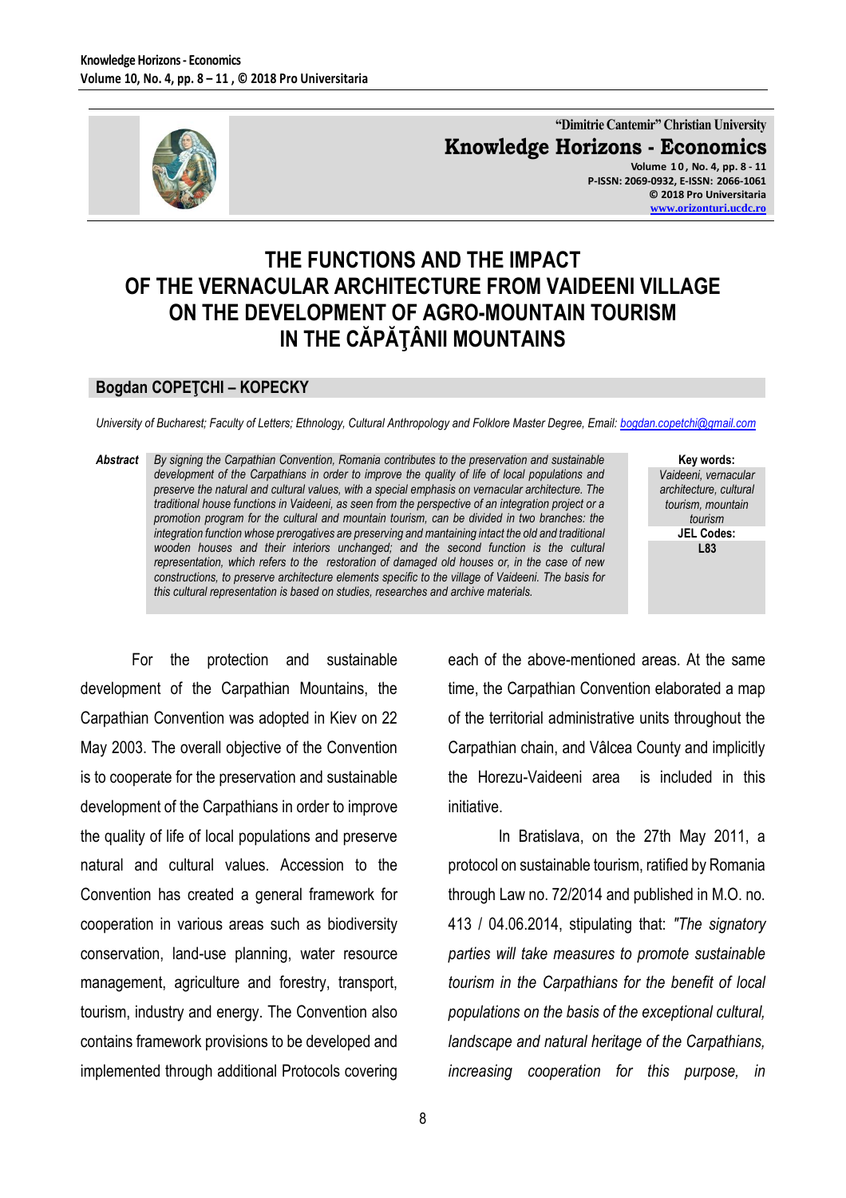# THE FUNCTIONS AND THE IMPACT OF THE VERNACULAR ARCHITECTURE FROM VAIDEENI VILLAGE ON THE DEVELOPMENT OF AGRO-MOUNTAIN TOURISM IN THE CĂPĂŢÂNII MOUNTAINS

## Bogdan COPEŢCHI – KOPECKY

*University of Bucharest; Faculty of Letters; Ethnology, Cultural Anthropology and Folklore Master Degree, Email: bogdan.copetchi@gmail.com*

***Abstract*** *By signing the Carpathian Convention, Romania contributes to the preservation and sustainable development of the Carpathians in order to improve the quality of life of local populations and preserve the natural and cultural values, with a special emphasis on vernacular architecture. The traditional house functions in Vaideeni, as seen from the perspective of an integration project or a promotion program for the cultural and mountain tourism, can be divided in two branches: the integration function whose prerogatives are preserving and mantaining intact the old and traditional wooden houses and their interiors unchanged; and the second function is the cultural representation, which refers to the restoration of damaged old houses or, in the case of new constructions, to preserve architecture elements specific to the village of Vaideeni. The basis for this cultural representation is based on studies, researches and archive materials.*

**Key words:** *Vaideeni, vernacular architecture, cultural tourism, mountain tourism*

**JEL Codes:** L83

For the protection and sustainable development of the Carpathian Mountains, the Carpathian Convention was adopted in Kiev on 22 May 2003. The overall objective of the Convention is to cooperate for the preservation and sustainable development of the Carpathians in order to improve the quality of life of local populations and preserve natural and cultural values. Accession to the Convention has created a general framework for cooperation in various areas such as biodiversity conservation, land-use planning, water resource management, agriculture and forestry, transport, tourism, industry and energy. The Convention also contains framework provisions to be developed and implemented through additional Protocols covering each of the above-mentioned areas. At the same time, the Carpathian Convention elaborated a map of the territorial administrative units throughout the Carpathian chain, and Vâlcea County and implicitly the Horezu-Vaideeni area is included in this initiative.

In Bratislava, on the 27th May 2011, a protocol on sustainable tourism, ratified by Romania through Law no. 72/2014 and published in M.O. no. 413 / 04.06.2014, stipulating that: *"The signatory parties will take measures to promote sustainable tourism in the Carpathians for the benefit of local populations on the basis of the exceptional cultural, landscape and natural heritage of the Carpathians, increasing cooperation for this purpose, in*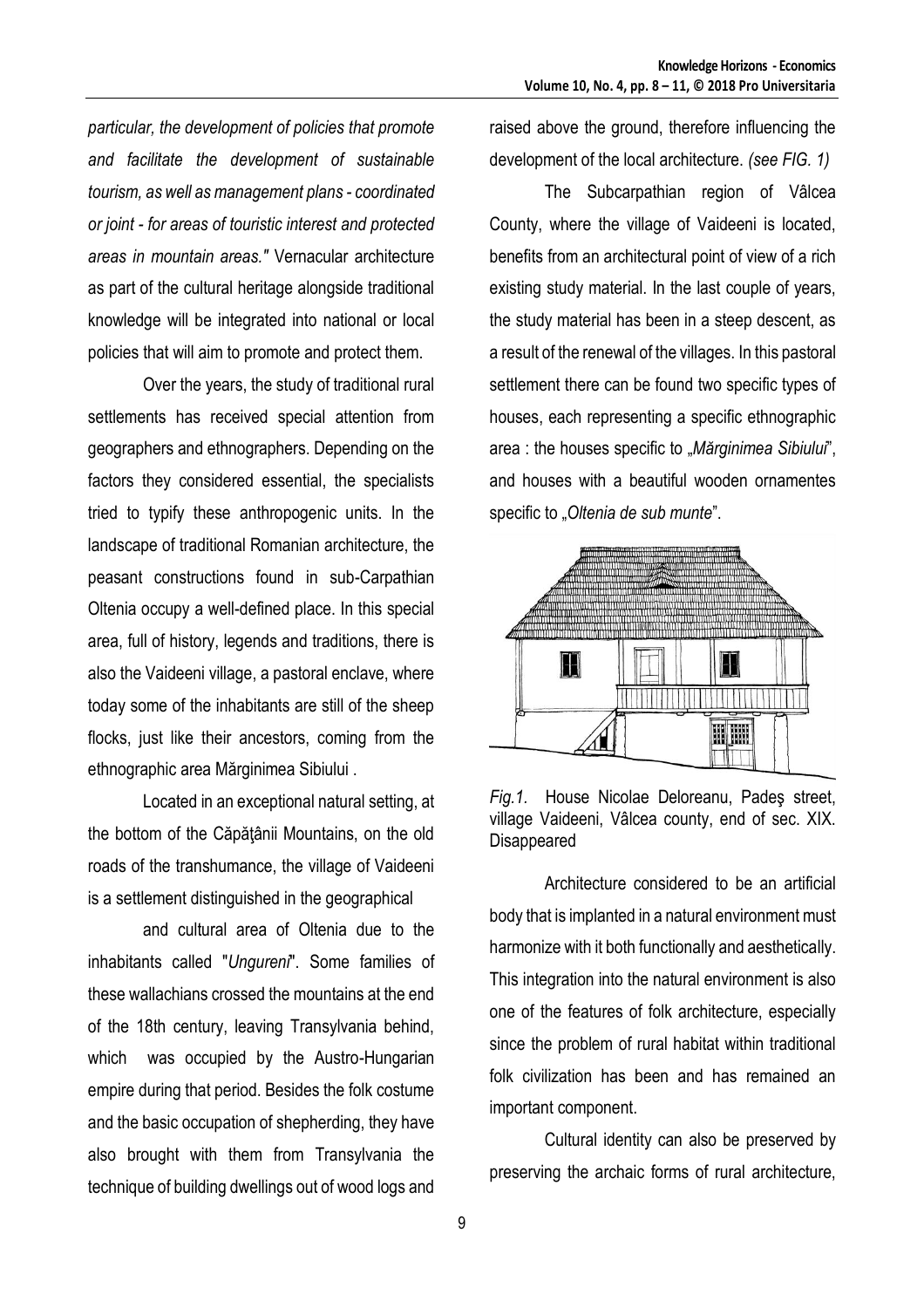*particular, the development of policies that promote and facilitate the development of sustainable tourism, as well as management plans - coordinated or joint - for areas of touristic interest and protected areas in mountain areas."* Vernacular architecture as part of the cultural heritage alongside traditional knowledge will be integrated into national or local policies that will aim to promote and protect them.

Over the years, the study of traditional rural settlements has received special attention from geographers and ethnographers. Depending on the factors they considered essential, the specialists tried to typify these anthropogenic units. In the landscape of traditional Romanian architecture, the peasant constructions found in sub-Carpathian Oltenia occupy a well-defined place. In this special area, full of history, legends and traditions, there is also the Vaideeni village, a pastoral enclave, where today some of the inhabitants are still of the sheep flocks, just like their ancestors, coming from the ethnographic area Mărginimea Sibiului .

Located in an exceptional natural setting, at the bottom of the Căpăţânii Mountains, on the old roads of the transhumance, the village of Vaideeni is a settlement distinguished in the geographical

and cultural area of Oltenia due to the inhabitants called "*Ungureni*". Some families of these wallachians crossed the mountains at the end of the 18th century, leaving Transylvania behind, which was occupied by the Austro-Hungarian empire during that period. Besides the folk costume and the basic occupation of shepherding, they have also brought with them from Transylvania the technique of building dwellings out of wood logs and raised above the ground, therefore influencing the development of the local architecture. *(see FIG. 1)*

The Subcarpathian region of Vâlcea County, where the village of Vaideeni is located, benefits from an architectural point of view of a rich existing study material. In the last couple of years, the study material has been in a steep descent, as a result of the renewal of the villages. In this pastoral settlement there can be found two specific types of houses, each representing a specific ethnographic area : the houses specific to „*Mărginimea Sibiului*", and houses with a beautiful wooden ornamentes specific to „*Oltenia de sub munte*".

*Fig.1.* House Nicolae Deloreanu, Padeş street, village Vaideeni, Vâlcea county, end of sec. XIX. Disappeared

Architecture considered to be an artificial body that is implanted in a natural environment must harmonize with it both functionally and aesthetically. This integration into the natural environment is also one of the features of folk architecture, especially since the problem of rural habitat within traditional folk civilization has been and has remained an important component.

Cultural identity can also be preserved by preserving the archaic forms of rural architecture,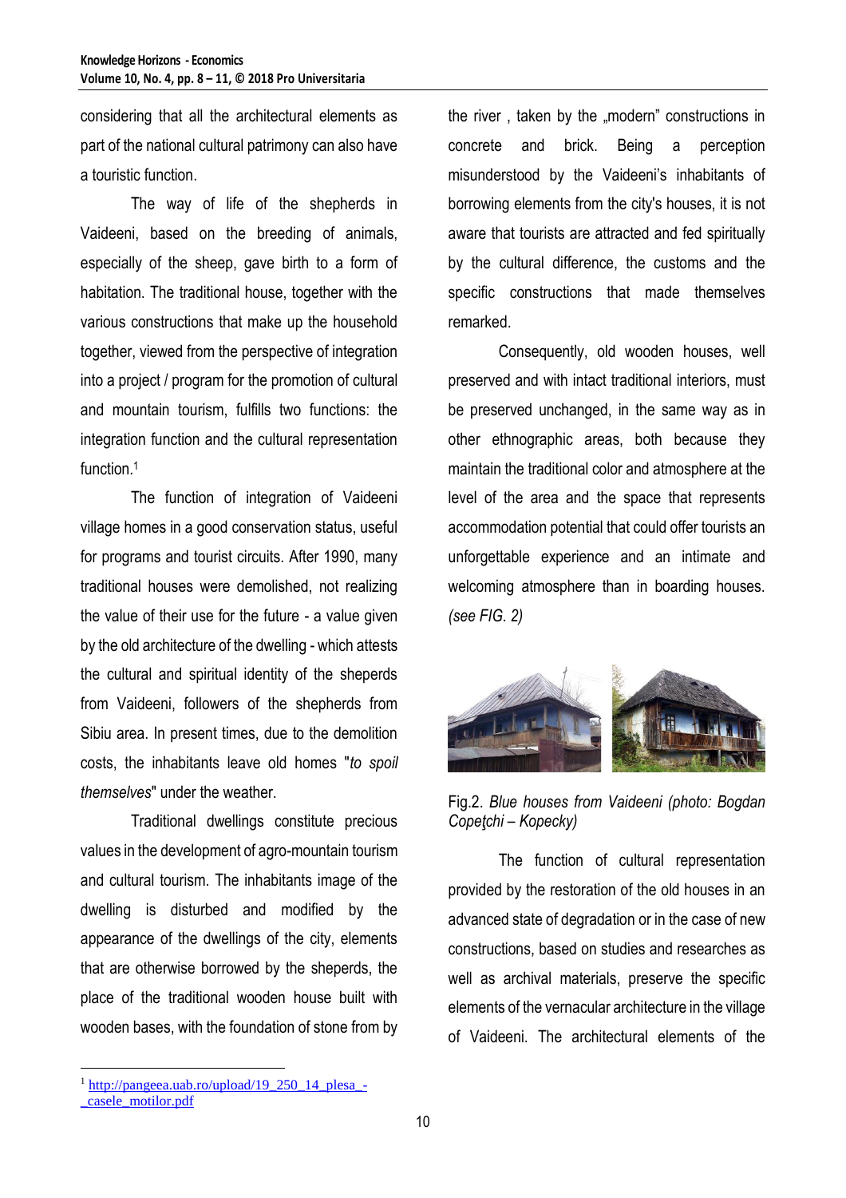considering that all the architectural elements as part of the national cultural patrimony can also have a touristic function.

The way of life of the shepherds in Vaideeni, based on the breeding of animals, especially of the sheep, gave birth to a form of habitation. The traditional house, together with the various constructions that make up the household together, viewed from the perspective of integration into a project / program for the promotion of cultural and mountain tourism, fulfills two functions: the integration function and the cultural representation function.[1]

The function of integration of Vaideeni village homes in a good conservation status, useful for programs and tourist circuits. After 1990, many traditional houses were demolished, not realizing the value of their use for the future - a value given by the old architecture of the dwelling - which attests the cultural and spiritual identity of the sheperds from Vaideeni, followers of the shepherds from Sibiu area. In present times, due to the demolition costs, the inhabitants leave old homes "*to spoil themselves*" under the weather.

Traditional dwellings constitute precious values in the development of agro-mountain tourism and cultural tourism. The inhabitants image of the dwelling is disturbed and modified by the appearance of the dwellings of the city, elements that are otherwise borrowed by the sheperds, the place of the traditional wooden house built with wooden bases, with the foundation of stone from by the river , taken by the „modern" constructions in concrete and brick. Being a perception misunderstood by the Vaideeni's inhabitants of borrowing elements from the city's houses, it is not aware that tourists are attracted and fed spiritually by the cultural difference, the customs and the specific constructions that made themselves remarked.

Consequently, old wooden houses, well preserved and with intact traditional interiors, must be preserved unchanged, in the same way as in other ethnographic areas, both because they maintain the traditional color and atmosphere at the level of the area and the space that represents accommodation potential that could offer tourists an unforgettable experience and an intimate and welcoming atmosphere than in boarding houses. *(see FIG. 2)*

Fig.2. *Blue houses from Vaideeni (photo: Bogdan Copețchi – Kopecky)*

The function of cultural representation provided by the restoration of the old houses in an advanced state of degradation or in the case of new constructions, based on studies and researches as well as archival materials, preserve the specific elements of the vernacular architecture in the village of Vaideeni. The architectural elements of the

[1] http://pangeea.uab.ro/upload/19_250_14_plesa_-_casele_motilor.pdf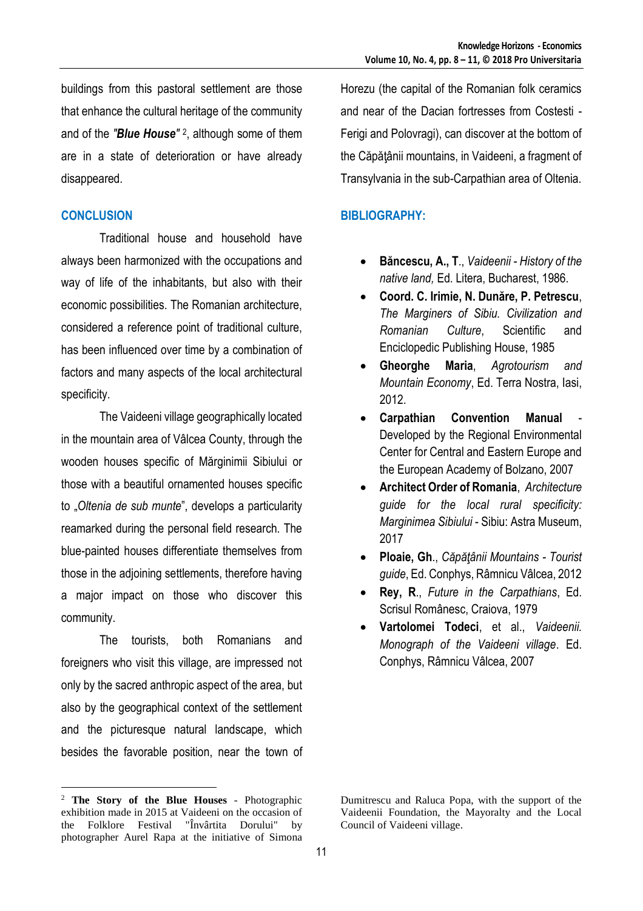buildings from this pastoral settlement are those that enhance the cultural heritage of the community and of the *"**Blue House**"* [2], although some of them are in a state of deterioration or have already disappeared.

## CONCLUSION

Traditional house and household have always been harmonized with the occupations and way of life of the inhabitants, but also with their economic possibilities. The Romanian architecture, considered a reference point of traditional culture, has been influenced over time by a combination of factors and many aspects of the local architectural specificity.

The Vaideeni village geographically located in the mountain area of Vâlcea County, through the wooden houses specific of Mărginimii Sibiului or those with a beautiful ornamented houses specific to „*Oltenia de sub munte*", develops a particularity reamarked during the personal field research. The blue-painted houses differentiate themselves from those in the adjoining settlements, therefore having a major impact on those who discover this community.

The tourists, both Romanians and foreigners who visit this village, are impressed not only by the sacred anthropic aspect of the area, but also by the geographical context of the settlement and the picturesque natural landscape, which besides the favorable position, near the town of Horezu (the capital of the Romanian folk ceramics and near of the Dacian fortresses from Costesti - Ferigi and Polovragi), can discover at the bottom of the Căpăţânii mountains, in Vaideeni, a fragment of Transylvania in the sub-Carpathian area of Oltenia.

## BIBLIOGRAPHY:

- **Băncescu, A., T**., *Vaideenii - History of the native land,* Ed. Litera, Bucharest, 1986.
- **Coord. C. Irimie, N. Dunăre, P. Petrescu**, *The Marginers of Sibiu. Civilization and Romanian Culture*, Scientific and Enciclopedic Publishing House, 1985
- **Gheorghe Maria**, *Agrotourism and Mountain Economy*, Ed. Terra Nostra, Iasi, 2012.
- **Carpathian Convention Manual** - Developed by the Regional Environmental Center for Central and Eastern Europe and the European Academy of Bolzano, 2007
- **Architect Order of Romania**, *Architecture guide for the local rural specificity: Marginimea Sibiului* - Sibiu: Astra Museum, 2017
- **Ploaie, Gh**., *Căpăţânii Mountains - Tourist guide*, Ed. Conphys, Râmnicu Vâlcea, 2012
- **Rey, R**., *Future in the Carpathians*, Ed. Scrisul Românesc, Craiova, 1979
- **Vartolomei Todeci**, et al., *Vaideenii. Monograph of the Vaideeni village*. Ed. Conphys, Râmnicu Vâlcea, 2007

---

[2] **The Story of the Blue Houses** - Photographic exhibition made in 2015 at Vaideeni on the occasion of the Folklore Festival "Învârtita Dorului" by photographer Aurel Rapa at the initiative of Simona Dumitrescu and Raluca Popa, with the support of the Vaideenii Foundation, the Mayoralty and the Local Council of Vaideeni village.